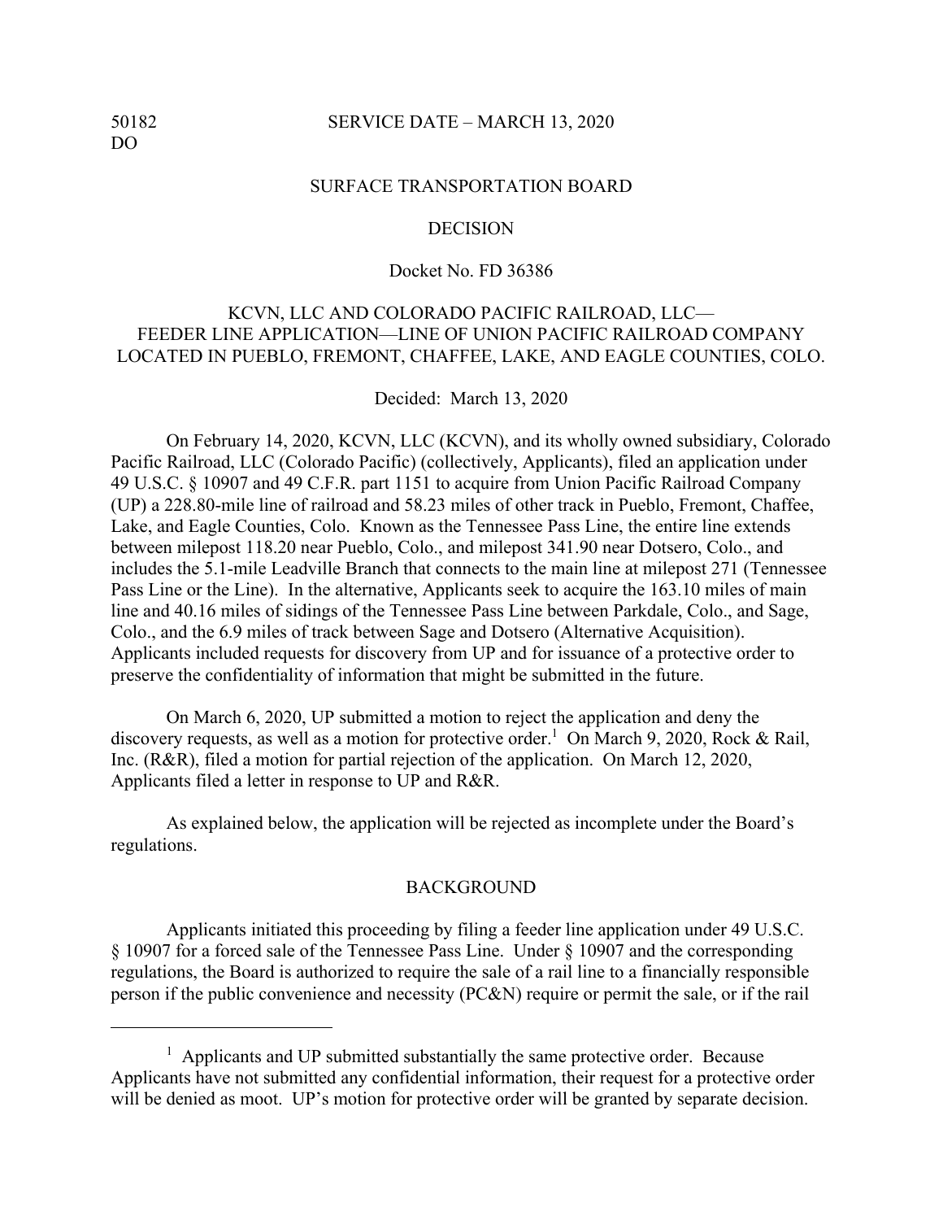50182
DO

SERVICE DATE – MARCH 13, 2020

SURFACE TRANSPORTATION BOARD

DECISION

Docket No. FD 36386

KCVN, LLC AND COLORADO PACIFIC RAILROAD, LLC—
FEEDER LINE APPLICATION—LINE OF UNION PACIFIC RAILROAD COMPANY
LOCATED IN PUEBLO, FREMONT, CHAFFEE, LAKE, AND EAGLE COUNTIES, COLO.

Decided: March 13, 2020

On February 14, 2020, KCVN, LLC (KCVN), and its wholly owned subsidiary, Colorado Pacific Railroad, LLC (Colorado Pacific) (collectively, Applicants), filed an application under 49 U.S.C. § 10907 and 49 C.F.R. part 1151 to acquire from Union Pacific Railroad Company (UP) a 228.80-mile line of railroad and 58.23 miles of other track in Pueblo, Fremont, Chaffee, Lake, and Eagle Counties, Colo. Known as the Tennessee Pass Line, the entire line extends between milepost 118.20 near Pueblo, Colo., and milepost 341.90 near Dotsero, Colo., and includes the 5.1-mile Leadville Branch that connects to the main line at milepost 271 (Tennessee Pass Line or the Line). In the alternative, Applicants seek to acquire the 163.10 miles of main line and 40.16 miles of sidings of the Tennessee Pass Line between Parkdale, Colo., and Sage, Colo., and the 6.9 miles of track between Sage and Dotsero (Alternative Acquisition). Applicants included requests for discovery from UP and for issuance of a protective order to preserve the confidentiality of information that might be submitted in the future.

On March 6, 2020, UP submitted a motion to reject the application and deny the discovery requests, as well as a motion for protective order.[1] On March 9, 2020, Rock & Rail, Inc. (R&R), filed a motion for partial rejection of the application. On March 12, 2020, Applicants filed a letter in response to UP and R&R.

As explained below, the application will be rejected as incomplete under the Board's regulations.

## BACKGROUND

Applicants initiated this proceeding by filing a feeder line application under 49 U.S.C. § 10907 for a forced sale of the Tennessee Pass Line. Under § 10907 and the corresponding regulations, the Board is authorized to require the sale of a rail line to a financially responsible person if the public convenience and necessity (PC&N) require or permit the sale, or if the rail

[1] Applicants and UP submitted substantially the same protective order. Because Applicants have not submitted any confidential information, their request for a protective order will be denied as moot. UP's motion for protective order will be granted by separate decision.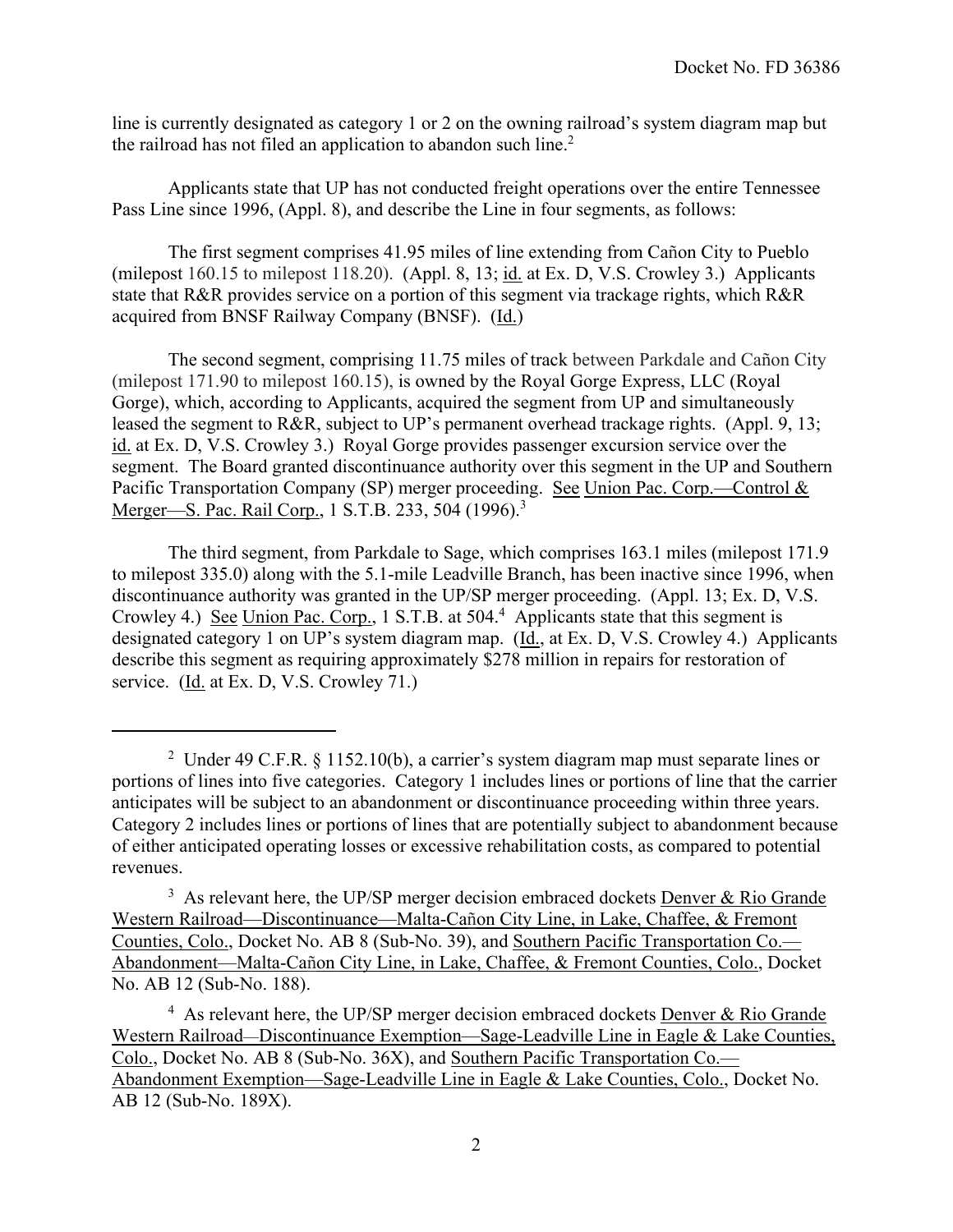line is currently designated as category 1 or 2 on the owning railroad's system diagram map but the railroad has not filed an application to abandon such line.[2]

Applicants state that UP has not conducted freight operations over the entire Tennessee Pass Line since 1996, (Appl. 8), and describe the Line in four segments, as follows:

The first segment comprises 41.95 miles of line extending from Cañon City to Pueblo (milepost 160.15 to milepost 118.20). (Appl. 8, 13; id. at Ex. D, V.S. Crowley 3.) Applicants state that R&R provides service on a portion of this segment via trackage rights, which R&R acquired from BNSF Railway Company (BNSF). (Id.)

The second segment, comprising 11.75 miles of track between Parkdale and Cañon City (milepost 171.90 to milepost 160.15), is owned by the Royal Gorge Express, LLC (Royal Gorge), which, according to Applicants, acquired the segment from UP and simultaneously leased the segment to R&R, subject to UP's permanent overhead trackage rights. (Appl. 9, 13; id. at Ex. D, V.S. Crowley 3.) Royal Gorge provides passenger excursion service over the segment. The Board granted discontinuance authority over this segment in the UP and Southern Pacific Transportation Company (SP) merger proceeding. See Union Pac. Corp.—Control & Merger—S. Pac. Rail Corp., 1 S.T.B. 233, 504 (1996).[3]

The third segment, from Parkdale to Sage, which comprises 163.1 miles (milepost 171.9 to milepost 335.0) along with the 5.1-mile Leadville Branch, has been inactive since 1996, when discontinuance authority was granted in the UP/SP merger proceeding. (Appl. 13; Ex. D, V.S. Crowley 4.) See Union Pac. Corp., 1 S.T.B. at 504.[4] Applicants state that this segment is designated category 1 on UP's system diagram map. (Id., at Ex. D, V.S. Crowley 4.) Applicants describe this segment as requiring approximately $278 million in repairs for restoration of service. (Id. at Ex. D, V.S. Crowley 71.)

---

[2] Under 49 C.F.R. § 1152.10(b), a carrier's system diagram map must separate lines or portions of lines into five categories. Category 1 includes lines or portions of line that the carrier anticipates will be subject to an abandonment or discontinuance proceeding within three years. Category 2 includes lines or portions of lines that are potentially subject to abandonment because of either anticipated operating losses or excessive rehabilitation costs, as compared to potential revenues.

[3] As relevant here, the UP/SP merger decision embraced dockets Denver & Rio Grande Western Railroad—Discontinuance—Malta-Cañon City Line, in Lake, Chaffee, & Fremont Counties, Colo., Docket No. AB 8 (Sub-No. 39), and Southern Pacific Transportation Co.—Abandonment—Malta-Cañon City Line, in Lake, Chaffee, & Fremont Counties, Colo., Docket No. AB 12 (Sub-No. 188).

[4] As relevant here, the UP/SP merger decision embraced dockets Denver & Rio Grande Western Railroad—Discontinuance Exemption—Sage-Leadville Line in Eagle & Lake Counties, Colo., Docket No. AB 8 (Sub-No. 36X), and Southern Pacific Transportation Co.—Abandonment Exemption—Sage-Leadville Line in Eagle & Lake Counties, Colo., Docket No. AB 12 (Sub-No. 189X).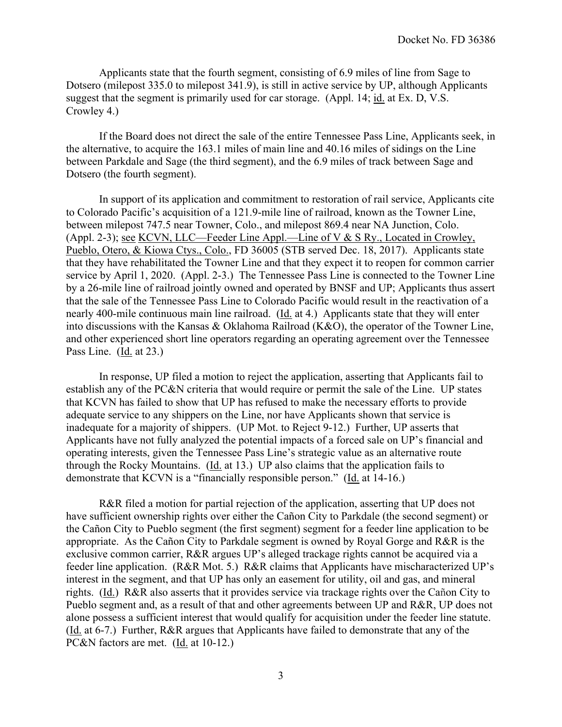Applicants state that the fourth segment, consisting of 6.9 miles of line from Sage to Dotsero (milepost 335.0 to milepost 341.9), is still in active service by UP, although Applicants suggest that the segment is primarily used for car storage. (Appl. 14; id. at Ex. D, V.S. Crowley 4.)

If the Board does not direct the sale of the entire Tennessee Pass Line, Applicants seek, in the alternative, to acquire the 163.1 miles of main line and 40.16 miles of sidings on the Line between Parkdale and Sage (the third segment), and the 6.9 miles of track between Sage and Dotsero (the fourth segment).

In support of its application and commitment to restoration of rail service, Applicants cite to Colorado Pacific's acquisition of a 121.9-mile line of railroad, known as the Towner Line, between milepost 747.5 near Towner, Colo., and milepost 869.4 near NA Junction, Colo. (Appl. 2-3); see KCVN, LLC—Feeder Line Appl.—Line of V & S Ry., Located in Crowley, Pueblo, Otero, & Kiowa Ctys., Colo., FD 36005 (STB served Dec. 18, 2017). Applicants state that they have rehabilitated the Towner Line and that they expect it to reopen for common carrier service by April 1, 2020. (Appl. 2-3.) The Tennessee Pass Line is connected to the Towner Line by a 26-mile line of railroad jointly owned and operated by BNSF and UP; Applicants thus assert that the sale of the Tennessee Pass Line to Colorado Pacific would result in the reactivation of a nearly 400-mile continuous main line railroad. (Id. at 4.) Applicants state that they will enter into discussions with the Kansas & Oklahoma Railroad (K&O), the operator of the Towner Line, and other experienced short line operators regarding an operating agreement over the Tennessee Pass Line. (Id. at 23.)

In response, UP filed a motion to reject the application, asserting that Applicants fail to establish any of the PC&N criteria that would require or permit the sale of the Line. UP states that KCVN has failed to show that UP has refused to make the necessary efforts to provide adequate service to any shippers on the Line, nor have Applicants shown that service is inadequate for a majority of shippers. (UP Mot. to Reject 9-12.) Further, UP asserts that Applicants have not fully analyzed the potential impacts of a forced sale on UP's financial and operating interests, given the Tennessee Pass Line's strategic value as an alternative route through the Rocky Mountains. (Id. at 13.) UP also claims that the application fails to demonstrate that KCVN is a "financially responsible person." (Id. at 14-16.)

R&R filed a motion for partial rejection of the application, asserting that UP does not have sufficient ownership rights over either the Cañon City to Parkdale (the second segment) or the Cañon City to Pueblo segment (the first segment) segment for a feeder line application to be appropriate. As the Cañon City to Parkdale segment is owned by Royal Gorge and R&R is the exclusive common carrier, R&R argues UP's alleged trackage rights cannot be acquired via a feeder line application. (R&R Mot. 5.) R&R claims that Applicants have mischaracterized UP's interest in the segment, and that UP has only an easement for utility, oil and gas, and mineral rights. (Id.) R&R also asserts that it provides service via trackage rights over the Cañon City to Pueblo segment and, as a result of that and other agreements between UP and R&R, UP does not alone possess a sufficient interest that would qualify for acquisition under the feeder line statute. (Id. at 6-7.) Further, R&R argues that Applicants have failed to demonstrate that any of the PC&N factors are met. (Id. at 10-12.)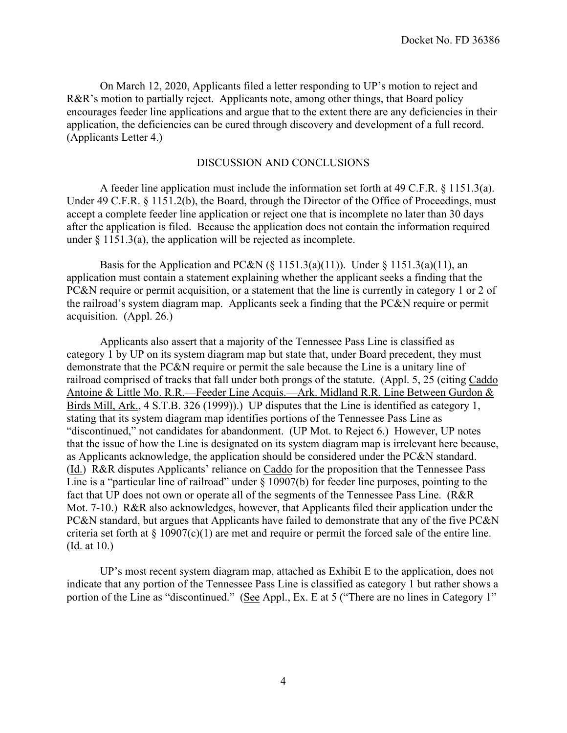On March 12, 2020, Applicants filed a letter responding to UP's motion to reject and R&R's motion to partially reject. Applicants note, among other things, that Board policy encourages feeder line applications and argue that to the extent there are any deficiencies in their application, the deficiencies can be cured through discovery and development of a full record. (Applicants Letter 4.)

## DISCUSSION AND CONCLUSIONS

A feeder line application must include the information set forth at 49 C.F.R. § 1151.3(a). Under 49 C.F.R. § 1151.2(b), the Board, through the Director of the Office of Proceedings, must accept a complete feeder line application or reject one that is incomplete no later than 30 days after the application is filed. Because the application does not contain the information required under § 1151.3(a), the application will be rejected as incomplete.

Basis for the Application and PC&N (§ 1151.3(a)(11)). Under § 1151.3(a)(11), an application must contain a statement explaining whether the applicant seeks a finding that the PC&N require or permit acquisition, or a statement that the line is currently in category 1 or 2 of the railroad's system diagram map. Applicants seek a finding that the PC&N require or permit acquisition. (Appl. 26.)

Applicants also assert that a majority of the Tennessee Pass Line is classified as category 1 by UP on its system diagram map but state that, under Board precedent, they must demonstrate that the PC&N require or permit the sale because the Line is a unitary line of railroad comprised of tracks that fall under both prongs of the statute. (Appl. 5, 25 (citing Caddo Antoine & Little Mo. R.R.—Feeder Line Acquis.—Ark. Midland R.R. Line Between Gurdon & Birds Mill, Ark., 4 S.T.B. 326 (1999)).) UP disputes that the Line is identified as category 1, stating that its system diagram map identifies portions of the Tennessee Pass Line as "discontinued," not candidates for abandonment. (UP Mot. to Reject 6.) However, UP notes that the issue of how the Line is designated on its system diagram map is irrelevant here because, as Applicants acknowledge, the application should be considered under the PC&N standard. (Id.) R&R disputes Applicants' reliance on Caddo for the proposition that the Tennessee Pass Line is a "particular line of railroad" under § 10907(b) for feeder line purposes, pointing to the fact that UP does not own or operate all of the segments of the Tennessee Pass Line. (R&R Mot. 7-10.) R&R also acknowledges, however, that Applicants filed their application under the PC&N standard, but argues that Applicants have failed to demonstrate that any of the five PC&N criteria set forth at § 10907(c)(1) are met and require or permit the forced sale of the entire line. (Id. at 10.)

UP's most recent system diagram map, attached as Exhibit E to the application, does not indicate that any portion of the Tennessee Pass Line is classified as category 1 but rather shows a portion of the Line as "discontinued." (See Appl., Ex. E at 5 ("There are no lines in Category 1"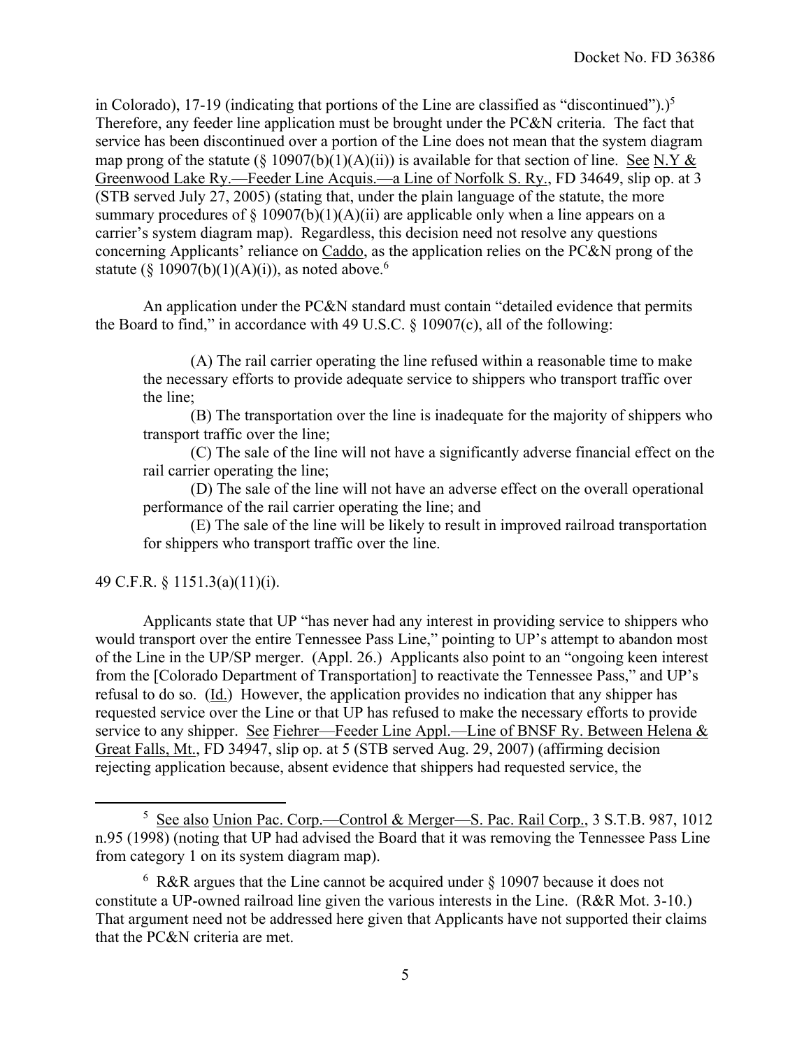in Colorado), 17-19 (indicating that portions of the Line are classified as "discontinued").)[5] Therefore, any feeder line application must be brought under the PC&N criteria. The fact that service has been discontinued over a portion of the Line does not mean that the system diagram map prong of the statute (§ 10907(b)(1)(A)(ii)) is available for that section of line. See N.Y & Greenwood Lake Ry.—Feeder Line Acquis.—a Line of Norfolk S. Ry., FD 34649, slip op. at 3 (STB served July 27, 2005) (stating that, under the plain language of the statute, the more summary procedures of § 10907(b)(1)(A)(ii) are applicable only when a line appears on a carrier's system diagram map). Regardless, this decision need not resolve any questions concerning Applicants' reliance on Caddo, as the application relies on the PC&N prong of the statute (§ 10907(b)(1)(A)(i)), as noted above.[6]

An application under the PC&N standard must contain "detailed evidence that permits the Board to find," in accordance with 49 U.S.C. § 10907(c), all of the following:

> (A) The rail carrier operating the line refused within a reasonable time to make the necessary efforts to provide adequate service to shippers who transport traffic over the line;
>
> (B) The transportation over the line is inadequate for the majority of shippers who transport traffic over the line;
>
> (C) The sale of the line will not have a significantly adverse financial effect on the rail carrier operating the line;
>
> (D) The sale of the line will not have an adverse effect on the overall operational performance of the rail carrier operating the line; and
>
> (E) The sale of the line will be likely to result in improved railroad transportation for shippers who transport traffic over the line.

49 C.F.R. § 1151.3(a)(11)(i).

Applicants state that UP "has never had any interest in providing service to shippers who would transport over the entire Tennessee Pass Line," pointing to UP's attempt to abandon most of the Line in the UP/SP merger. (Appl. 26.) Applicants also point to an "ongoing keen interest from the [Colorado Department of Transportation] to reactivate the Tennessee Pass," and UP's refusal to do so. (Id.) However, the application provides no indication that any shipper has requested service over the Line or that UP has refused to make the necessary efforts to provide service to any shipper. See Fiehrer—Feeder Line Appl.—Line of BNSF Ry. Between Helena & Great Falls, Mt., FD 34947, slip op. at 5 (STB served Aug. 29, 2007) (affirming decision rejecting application because, absent evidence that shippers had requested service, the

---

[5] See also Union Pac. Corp.—Control & Merger—S. Pac. Rail Corp., 3 S.T.B. 987, 1012 n.95 (1998) (noting that UP had advised the Board that it was removing the Tennessee Pass Line from category 1 on its system diagram map).

[6] R&R argues that the Line cannot be acquired under § 10907 because it does not constitute a UP-owned railroad line given the various interests in the Line. (R&R Mot. 3-10.) That argument need not be addressed here given that Applicants have not supported their claims that the PC&N criteria are met.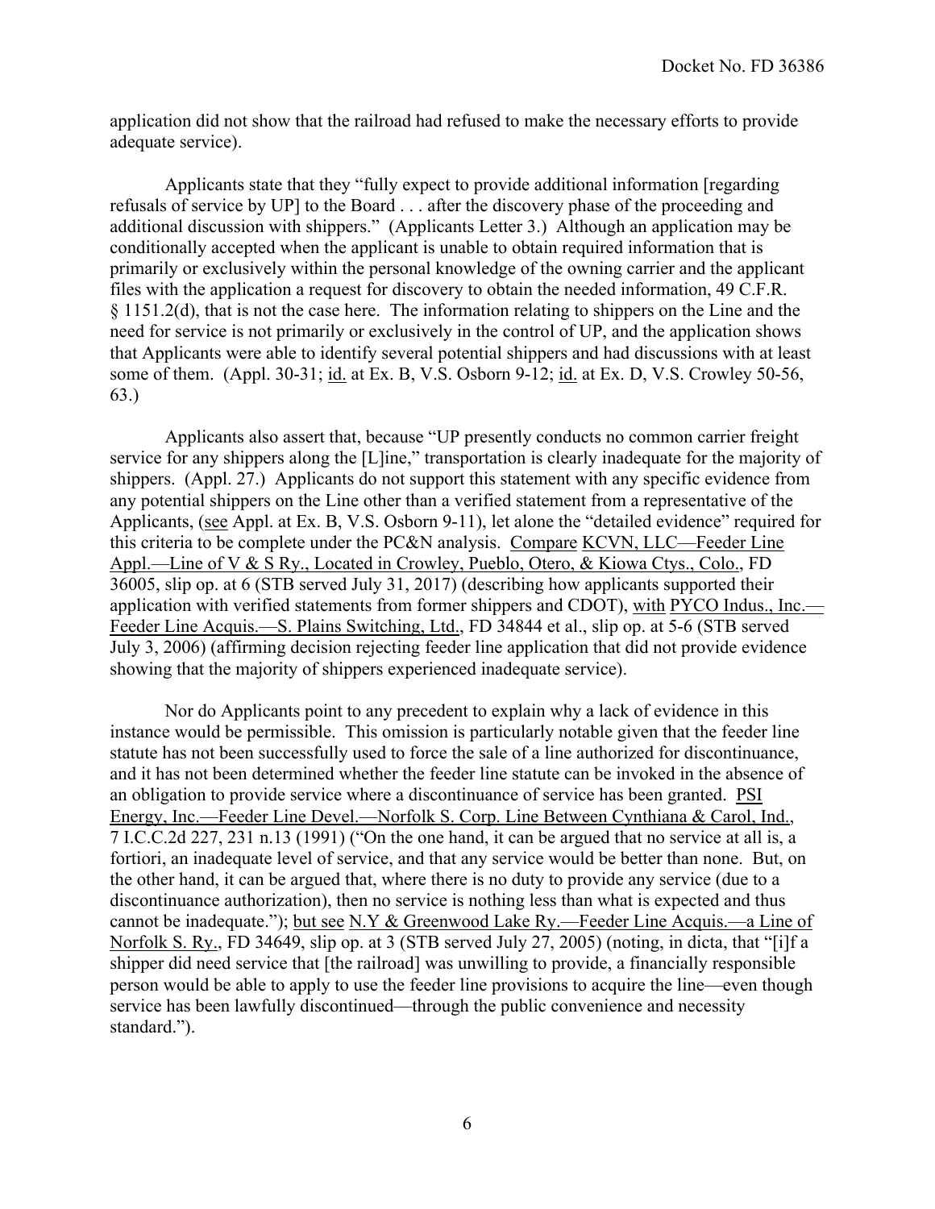application did not show that the railroad had refused to make the necessary efforts to provide adequate service).

Applicants state that they "fully expect to provide additional information [regarding refusals of service by UP] to the Board . . . after the discovery phase of the proceeding and additional discussion with shippers." (Applicants Letter 3.) Although an application may be conditionally accepted when the applicant is unable to obtain required information that is primarily or exclusively within the personal knowledge of the owning carrier and the applicant files with the application a request for discovery to obtain the needed information, 49 C.F.R. § 1151.2(d), that is not the case here. The information relating to shippers on the Line and the need for service is not primarily or exclusively in the control of UP, and the application shows that Applicants were able to identify several potential shippers and had discussions with at least some of them. (Appl. 30-31; id. at Ex. B, V.S. Osborn 9-12; id. at Ex. D, V.S. Crowley 50-56, 63.)

Applicants also assert that, because "UP presently conducts no common carrier freight service for any shippers along the [L]ine," transportation is clearly inadequate for the majority of shippers. (Appl. 27.) Applicants do not support this statement with any specific evidence from any potential shippers on the Line other than a verified statement from a representative of the Applicants, (see Appl. at Ex. B, V.S. Osborn 9-11), let alone the "detailed evidence" required for this criteria to be complete under the PC&N analysis. Compare KCVN, LLC—Feeder Line Appl.—Line of V & S Ry., Located in Crowley, Pueblo, Otero, & Kiowa Ctys., Colo., FD 36005, slip op. at 6 (STB served July 31, 2017) (describing how applicants supported their application with verified statements from former shippers and CDOT), with PYCO Indus., Inc.—Feeder Line Acquis.—S. Plains Switching, Ltd., FD 34844 et al., slip op. at 5-6 (STB served July 3, 2006) (affirming decision rejecting feeder line application that did not provide evidence showing that the majority of shippers experienced inadequate service).

Nor do Applicants point to any precedent to explain why a lack of evidence in this instance would be permissible. This omission is particularly notable given that the feeder line statute has not been successfully used to force the sale of a line authorized for discontinuance, and it has not been determined whether the feeder line statute can be invoked in the absence of an obligation to provide service where a discontinuance of service has been granted. PSI Energy, Inc.—Feeder Line Devel.—Norfolk S. Corp. Line Between Cynthiana & Carol, Ind., 7 I.C.C.2d 227, 231 n.13 (1991) ("On the one hand, it can be argued that no service at all is, a fortiori, an inadequate level of service, and that any service would be better than none. But, on the other hand, it can be argued that, where there is no duty to provide any service (due to a discontinuance authorization), then no service is nothing less than what is expected and thus cannot be inadequate."); but see N.Y & Greenwood Lake Ry.—Feeder Line Acquis.—a Line of Norfolk S. Ry., FD 34649, slip op. at 3 (STB served July 27, 2005) (noting, in dicta, that "[i]f a shipper did need service that [the railroad] was unwilling to provide, a financially responsible person would be able to apply to use the feeder line provisions to acquire the line—even though service has been lawfully discontinued—through the public convenience and necessity standard.").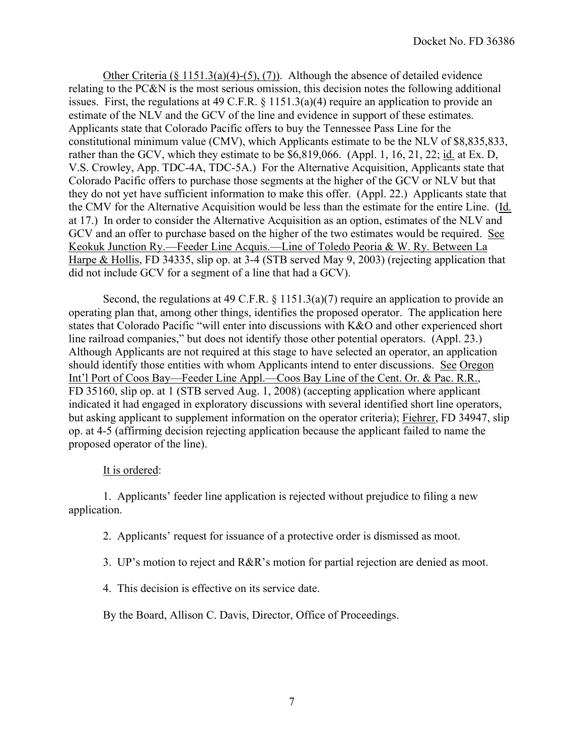Other Criteria (§ 1151.3(a)(4)-(5), (7)). Although the absence of detailed evidence relating to the PC&N is the most serious omission, this decision notes the following additional issues. First, the regulations at 49 C.F.R. § 1151.3(a)(4) require an application to provide an estimate of the NLV and the GCV of the line and evidence in support of these estimates. Applicants state that Colorado Pacific offers to buy the Tennessee Pass Line for the constitutional minimum value (CMV), which Applicants estimate to be the NLV of $8,835,833, rather than the GCV, which they estimate to be $6,819,066. (Appl. 1, 16, 21, 22; id. at Ex. D, V.S. Crowley, App. TDC-4A, TDC-5A.) For the Alternative Acquisition, Applicants state that Colorado Pacific offers to purchase those segments at the higher of the GCV or NLV but that they do not yet have sufficient information to make this offer. (Appl. 22.) Applicants state that the CMV for the Alternative Acquisition would be less than the estimate for the entire Line. (Id. at 17.) In order to consider the Alternative Acquisition as an option, estimates of the NLV and GCV and an offer to purchase based on the higher of the two estimates would be required. See Keokuk Junction Ry.—Feeder Line Acquis.—Line of Toledo Peoria & W. Ry. Between La Harpe & Hollis, FD 34335, slip op. at 3-4 (STB served May 9, 2003) (rejecting application that did not include GCV for a segment of a line that had a GCV).

Second, the regulations at 49 C.F.R. § 1151.3(a)(7) require an application to provide an operating plan that, among other things, identifies the proposed operator. The application here states that Colorado Pacific "will enter into discussions with K&O and other experienced short line railroad companies," but does not identify those other potential operators. (Appl. 23.) Although Applicants are not required at this stage to have selected an operator, an application should identify those entities with whom Applicants intend to enter discussions. See Oregon Int'l Port of Coos Bay—Feeder Line Appl.—Coos Bay Line of the Cent. Or. & Pac. R.R., FD 35160, slip op. at 1 (STB served Aug. 1, 2008) (accepting application where applicant indicated it had engaged in exploratory discussions with several identified short line operators, but asking applicant to supplement information on the operator criteria); Fiehrer, FD 34947, slip op. at 4-5 (affirming decision rejecting application because the applicant failed to name the proposed operator of the line).

It is ordered:

1. Applicants' feeder line application is rejected without prejudice to filing a new application.

2. Applicants' request for issuance of a protective order is dismissed as moot.

3. UP's motion to reject and R&R's motion for partial rejection are denied as moot.

4. This decision is effective on its service date.

By the Board, Allison C. Davis, Director, Office of Proceedings.